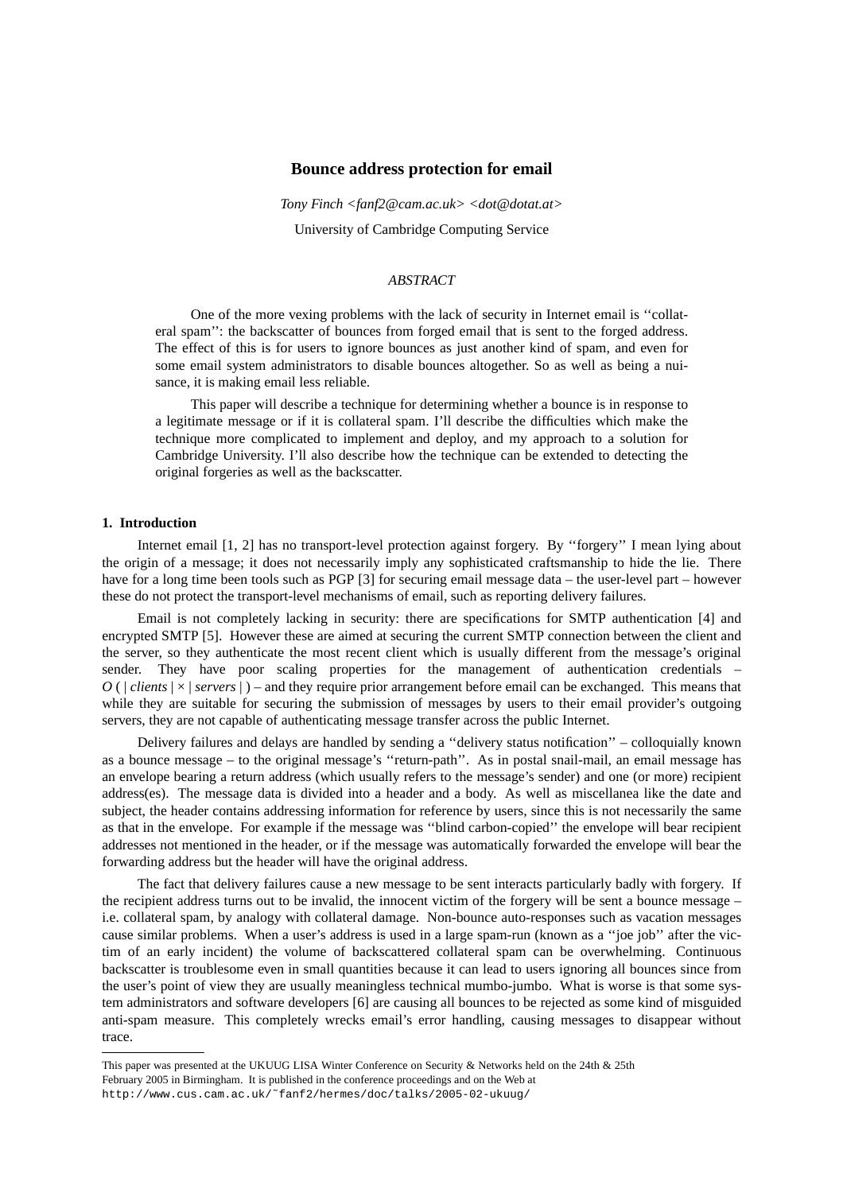# Bounce address protection for email

*Tony Finch <fanf2@cam.ac.uk> <dot@dotat.at>*

University of Cambridge Computing Service

*ABSTRACT*

One of the more vexing problems with the lack of security in Internet email is ''collateral spam'': the backscatter of bounces from forged email that is sent to the forged address. The effect of this is for users to ignore bounces as just another kind of spam, and even for some email system administrators to disable bounces altogether. So as well as being a nuisance, it is making email less reliable.

This paper will describe a technique for determining whether a bounce is in response to a legitimate message or if it is collateral spam. I'll describe the difficulties which make the technique more complicated to implement and deploy, and my approach to a solution for Cambridge University. I'll also describe how the technique can be extended to detecting the original forgeries as well as the backscatter.

## 1. Introduction

Internet email [1, 2] has no transport-level protection against forgery. By ''forgery'' I mean lying about the origin of a message; it does not necessarily imply any sophisticated craftsmanship to hide the lie. There have for a long time been tools such as PGP [3] for securing email message data – the user-level part – however these do not protect the transport-level mechanisms of email, such as reporting delivery failures.

Email is not completely lacking in security: there are specifications for SMTP authentication [4] and encrypted SMTP [5]. However these are aimed at securing the current SMTP connection between the client and the server, so they authenticate the most recent client which is usually different from the message's original sender. They have poor scaling properties for the management of authentication credentials – $O(|clients| \times |servers|)$ – and they require prior arrangement before email can be exchanged. This means that while they are suitable for securing the submission of messages by users to their email provider's outgoing servers, they are not capable of authenticating message transfer across the public Internet.

Delivery failures and delays are handled by sending a ''delivery status notification'' – colloquially known as a bounce message – to the original message's ''return-path''. As in postal snail-mail, an email message has an envelope bearing a return address (which usually refers to the message's sender) and one (or more) recipient address(es). The message data is divided into a header and a body. As well as miscellanea like the date and subject, the header contains addressing information for reference by users, since this is not necessarily the same as that in the envelope. For example if the message was ''blind carbon-copied'' the envelope will bear recipient addresses not mentioned in the header, or if the message was automatically forwarded the envelope will bear the forwarding address but the header will have the original address.

The fact that delivery failures cause a new message to be sent interacts particularly badly with forgery. If the recipient address turns out to be invalid, the innocent victim of the forgery will be sent a bounce message – i.e. collateral spam, by analogy with collateral damage. Non-bounce auto-responses such as vacation messages cause similar problems. When a user's address is used in a large spam-run (known as a ''joe job'' after the victim of an early incident) the volume of backscattered collateral spam can be overwhelming. Continuous backscatter is troublesome even in small quantities because it can lead to users ignoring all bounces since from the user's point of view they are usually meaningless technical mumbo-jumbo. What is worse is that some system administrators and software developers [6] are causing all bounces to be rejected as some kind of misguided anti-spam measure. This completely wrecks email's error handling, causing messages to disappear without trace.

---

This paper was presented at the UKUUG LISA Winter Conference on Security & Networks held on the 24th & 25th February 2005 in Birmingham. It is published in the conference proceedings and on the Web at
`http://www.cus.cam.ac.uk/~fanf2/hermes/doc/talks/2005-02-ukuug/`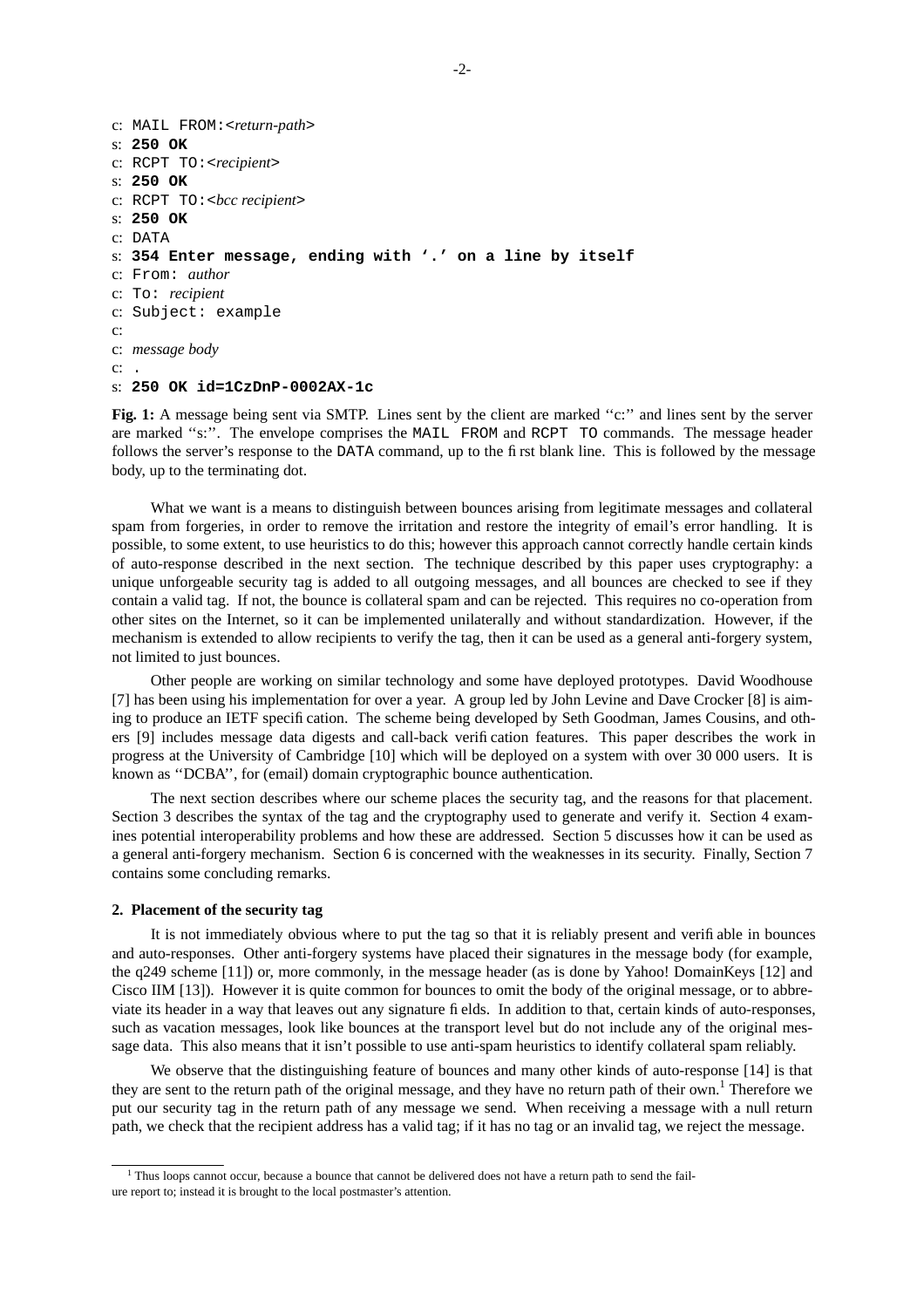```
c: MAIL FROM:<return-path>
s: 250 OK
c: RCPT TO:<recipient>
s: 250 OK
c: RCPT TO:<bcc recipient>
s: 250 OK
c: DATA
s: 354 Enter message, ending with '.' on a line by itself
c: From: author
c: To: recipient
c: Subject: example
c:
c: message body
c: .
s: 250 OK id=1CzDnP-0002AX-1c
```

**Fig. 1:** A message being sent via SMTP. Lines sent by the client are marked ''c:'' and lines sent by the server are marked ''s:''. The envelope comprises the `MAIL FROM` and `RCPT TO` commands. The message header follows the server's response to the `DATA` command, up to the first blank line. This is followed by the message body, up to the terminating dot.

What we want is a means to distinguish between bounces arising from legitimate messages and collateral spam from forgeries, in order to remove the irritation and restore the integrity of email's error handling. It is possible, to some extent, to use heuristics to do this; however this approach cannot correctly handle certain kinds of auto-response described in the next section. The technique described by this paper uses cryptography: a unique unforgeable security tag is added to all outgoing messages, and all bounces are checked to see if they contain a valid tag. If not, the bounce is collateral spam and can be rejected. This requires no co-operation from other sites on the Internet, so it can be implemented unilaterally and without standardization. However, if the mechanism is extended to allow recipients to verify the tag, then it can be used as a general anti-forgery system, not limited to just bounces.

Other people are working on similar technology and some have deployed prototypes. David Woodhouse [7] has been using his implementation for over a year. A group led by John Levine and Dave Crocker [8] is aiming to produce an IETF specification. The scheme being developed by Seth Goodman, James Cousins, and others [9] includes message data digests and call-back verification features. This paper describes the work in progress at the University of Cambridge [10] which will be deployed on a system with over 30 000 users. It is known as ''DCBA'', for (email) domain cryptographic bounce authentication.

The next section describes where our scheme places the security tag, and the reasons for that placement. Section 3 describes the syntax of the tag and the cryptography used to generate and verify it. Section 4 examines potential interoperability problems and how these are addressed. Section 5 discusses how it can be used as a general anti-forgery mechanism. Section 6 is concerned with the weaknesses in its security. Finally, Section 7 contains some concluding remarks.

## 2. Placement of the security tag

It is not immediately obvious where to put the tag so that it is reliably present and verifiable in bounces and auto-responses. Other anti-forgery systems have placed their signatures in the message body (for example, the q249 scheme [11]) or, more commonly, in the message header (as is done by Yahoo! DomainKeys [12] and Cisco IIM [13]). However it is quite common for bounces to omit the body of the original message, or to abbreviate its header in a way that leaves out any signature fields. In addition to that, certain kinds of auto-responses, such as vacation messages, look like bounces at the transport level but do not include any of the original message data. This also means that it isn't possible to use anti-spam heuristics to identify collateral spam reliably.

We observe that the distinguishing feature of bounces and many other kinds of auto-response [14] is that they are sent to the return path of the original message, and they have no return path of their own.[1] Therefore we put our security tag in the return path of any message we send. When receiving a message with a null return path, we check that the recipient address has a valid tag; if it has no tag or an invalid tag, we reject the message.

[1] Thus loops cannot occur, because a bounce that cannot be delivered does not have a return path to send the failure report to; instead it is brought to the local postmaster's attention.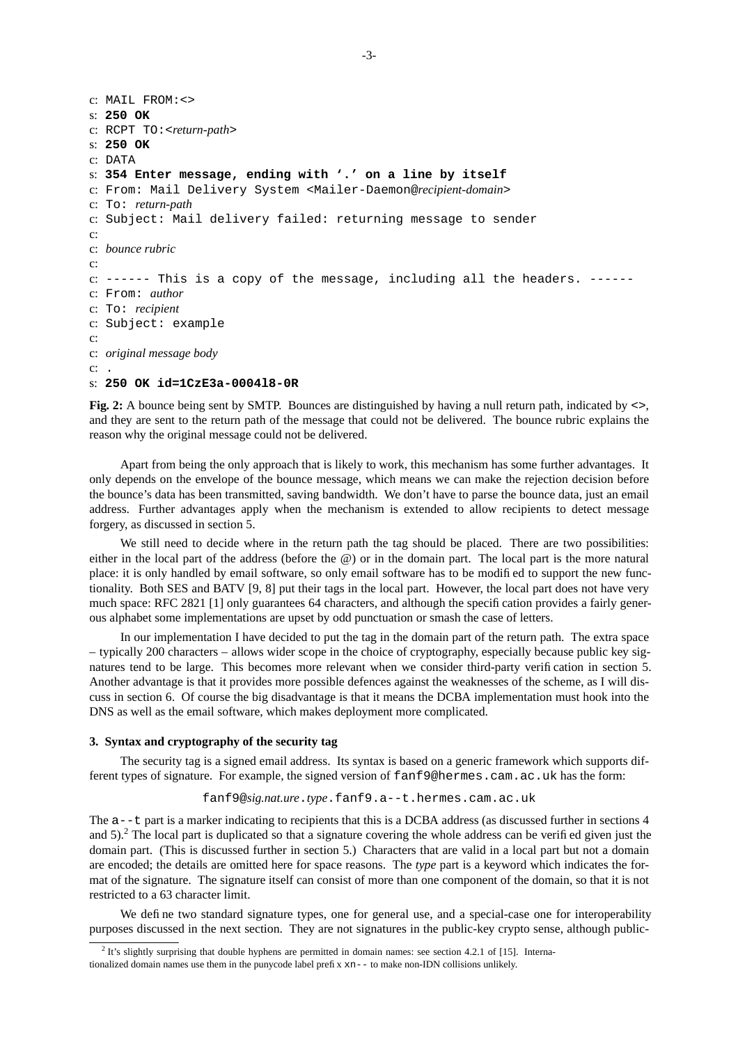```
c: MAIL FROM:<>
s: 250 OK
c: RCPT TO:<return-path>
s: 250 OK
c: DATA
s: 354 Enter message, ending with '.' on a line by itself
c: From: Mail Delivery System <Mailer-Daemon@recipient-domain>
c: To: return-path
c: Subject: Mail delivery failed: returning message to sender
c:
c: bounce rubric
c:
c: ------ This is a copy of the message, including all the headers. ------
c: From: author
c: To: recipient
c: Subject: example
c:
c: original message body
c: .
s: 250 OK id=1CzE3a-0004l8-0R
```

**Fig. 2:** A bounce being sent by SMTP. Bounces are distinguished by having a null return path, indicated by `<>`, and they are sent to the return path of the message that could not be delivered. The bounce rubric explains the reason why the original message could not be delivered.

Apart from being the only approach that is likely to work, this mechanism has some further advantages. It only depends on the envelope of the bounce message, which means we can make the rejection decision before the bounce's data has been transmitted, saving bandwidth. We don't have to parse the bounce data, just an email address. Further advantages apply when the mechanism is extended to allow recipients to detect message forgery, as discussed in section 5.

We still need to decide where in the return path the tag should be placed. There are two possibilities: either in the local part of the address (before the @) or in the domain part. The local part is the more natural place: it is only handled by email software, so only email software has to be modified to support the new functionality. Both SES and BATV [9, 8] put their tags in the local part. However, the local part does not have very much space: RFC 2821 [1] only guarantees 64 characters, and although the specification provides a fairly generous alphabet some implementations are upset by odd punctuation or smash the case of letters.

In our implementation I have decided to put the tag in the domain part of the return path. The extra space – typically 200 characters – allows wider scope in the choice of cryptography, especially because public key signatures tend to be large. This becomes more relevant when we consider third-party verification in section 5. Another advantage is that it provides more possible defences against the weaknesses of the scheme, as I will discuss in section 6. Of course the big disadvantage is that it means the DCBA implementation must hook into the DNS as well as the email software, which makes deployment more complicated.

## 3. Syntax and cryptography of the security tag

The security tag is a signed email address. Its syntax is based on a generic framework which supports different types of signature. For example, the signed version of `fanf9@hermes.cam.ac.uk` has the form:

`fanf9@`*sig.nat.ure*`.`*type*`.fanf9.a--t.hermes.cam.ac.uk`

The `a--t` part is a marker indicating to recipients that this is a DCBA address (as discussed further in sections 4 and 5).[2] The local part is duplicated so that a signature covering the whole address can be verified given just the domain part. (This is discussed further in section 5.) Characters that are valid in a local part but not a domain are encoded; the details are omitted here for space reasons. The *type* part is a keyword which indicates the format of the signature. The signature itself can consist of more than one component of the domain, so that it is not restricted to a 63 character limit.

We define two standard signature types, one for general use, and a special-case one for interoperability purposes discussed in the next section. They are not signatures in the public-key crypto sense, although public-

[2] It's slightly surprising that double hyphens are permitted in domain names: see section 4.2.1 of [15]. Internationalized domain names use them in the punycode label prefix `xn--` to make non-IDN collisions unlikely.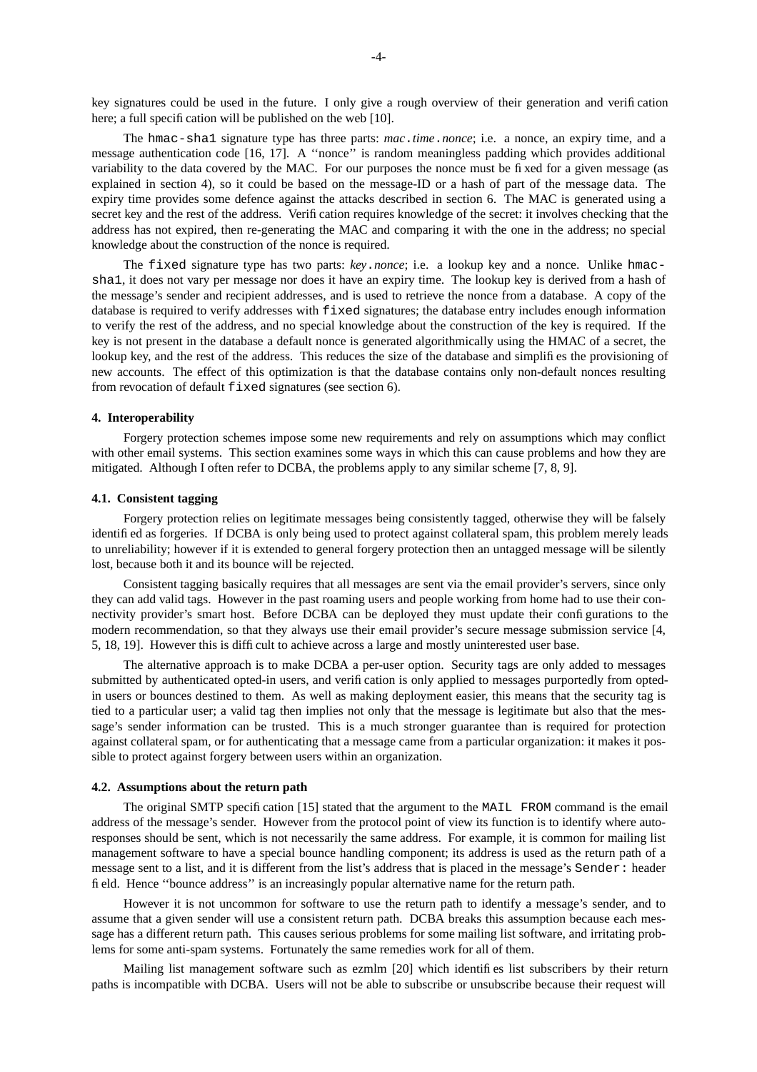key signatures could be used in the future. I only give a rough overview of their generation and verification here; a full specification will be published on the web [10].

The `hmac-sha1` signature type has three parts: *mac*`.`*time*`.`*nonce*; i.e. a nonce, an expiry time, and a message authentication code [16, 17]. A ''nonce'' is random meaningless padding which provides additional variability to the data covered by the MAC. For our purposes the nonce must be fixed for a given message (as explained in section 4), so it could be based on the message-ID or a hash of part of the message data. The expiry time provides some defence against the attacks described in section 6. The MAC is generated using a secret key and the rest of the address. Verification requires knowledge of the secret: it involves checking that the address has not expired, then re-generating the MAC and comparing it with the one in the address; no special knowledge about the construction of the nonce is required.

The `fixed` signature type has two parts: *key*`.`*nonce*; i.e. a lookup key and a nonce. Unlike `hmac-sha1`, it does not vary per message nor does it have an expiry time. The lookup key is derived from a hash of the message's sender and recipient addresses, and is used to retrieve the nonce from a database. A copy of the database is required to verify addresses with `fixed` signatures; the database entry includes enough information to verify the rest of the address, and no special knowledge about the construction of the key is required. If the key is not present in the database a default nonce is generated algorithmically using the HMAC of a secret, the lookup key, and the rest of the address. This reduces the size of the database and simplifies the provisioning of new accounts. The effect of this optimization is that the database contains only non-default nonces resulting from revocation of default `fixed` signatures (see section 6).

## 4. Interoperability

Forgery protection schemes impose some new requirements and rely on assumptions which may conflict with other email systems. This section examines some ways in which this can cause problems and how they are mitigated. Although I often refer to DCBA, the problems apply to any similar scheme [7, 8, 9].

### 4.1. Consistent tagging

Forgery protection relies on legitimate messages being consistently tagged, otherwise they will be falsely identified as forgeries. If DCBA is only being used to protect against collateral spam, this problem merely leads to unreliability; however if it is extended to general forgery protection then an untagged message will be silently lost, because both it and its bounce will be rejected.

Consistent tagging basically requires that all messages are sent via the email provider's servers, since only they can add valid tags. However in the past roaming users and people working from home had to use their connectivity provider's smart host. Before DCBA can be deployed they must update their configurations to the modern recommendation, so that they always use their email provider's secure message submission service [4, 5, 18, 19]. However this is difficult to achieve across a large and mostly uninterested user base.

The alternative approach is to make DCBA a per-user option. Security tags are only added to messages submitted by authenticated opted-in users, and verification is only applied to messages purportedly from opted-in users or bounces destined to them. As well as making deployment easier, this means that the security tag is tied to a particular user; a valid tag then implies not only that the message is legitimate but also that the message's sender information can be trusted. This is a much stronger guarantee than is required for protection against collateral spam, or for authenticating that a message came from a particular organization: it makes it possible to protect against forgery between users within an organization.

### 4.2. Assumptions about the return path

The original SMTP specification [15] stated that the argument to the `MAIL FROM` command is the email address of the message's sender. However from the protocol point of view its function is to identify where auto-responses should be sent, which is not necessarily the same address. For example, it is common for mailing list management software to have a special bounce handling component; its address is used as the return path of a message sent to a list, and it is different from the list's address that is placed in the message's `Sender:` header field. Hence ''bounce address'' is an increasingly popular alternative name for the return path.

However it is not uncommon for software to use the return path to identify a message's sender, and to assume that a given sender will use a consistent return path. DCBA breaks this assumption because each message has a different return path. This causes serious problems for some mailing list software, and irritating problems for some anti-spam systems. Fortunately the same remedies work for all of them.

Mailing list management software such as ezmlm [20] which identifies list subscribers by their return paths is incompatible with DCBA. Users will not be able to subscribe or unsubscribe because their request will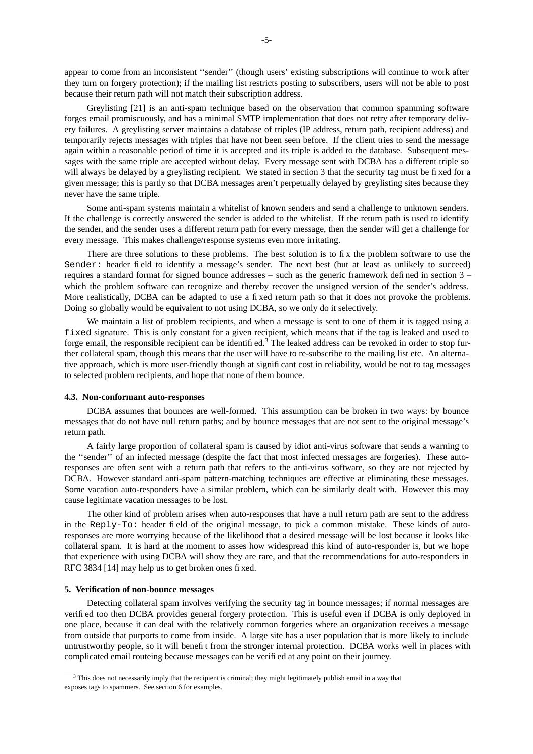appear to come from an inconsistent ''sender'' (though users' existing subscriptions will continue to work after they turn on forgery protection); if the mailing list restricts posting to subscribers, users will not be able to post because their return path will not match their subscription address.

Greylisting [21] is an anti-spam technique based on the observation that common spamming software forges email promiscuously, and has a minimal SMTP implementation that does not retry after temporary delivery failures. A greylisting server maintains a database of triples (IP address, return path, recipient address) and temporarily rejects messages with triples that have not been seen before. If the client tries to send the message again within a reasonable period of time it is accepted and its triple is added to the database. Subsequent messages with the same triple are accepted without delay. Every message sent with DCBA has a different triple so will always be delayed by a greylisting recipient. We stated in section 3 that the security tag must be fixed for a given message; this is partly so that DCBA messages aren't perpetually delayed by greylisting sites because they never have the same triple.

Some anti-spam systems maintain a whitelist of known senders and send a challenge to unknown senders. If the challenge is correctly answered the sender is added to the whitelist. If the return path is used to identify the sender, and the sender uses a different return path for every message, then the sender will get a challenge for every message. This makes challenge/response systems even more irritating.

There are three solutions to these problems. The best solution is to fix the problem software to use the `Sender:` header field to identify a message's sender. The next best (but at least as unlikely to succeed) requires a standard format for signed bounce addresses – such as the generic framework defined in section 3 – which the problem software can recognize and thereby recover the unsigned version of the sender's address. More realistically, DCBA can be adapted to use a fixed return path so that it does not provoke the problems. Doing so globally would be equivalent to not using DCBA, so we only do it selectively.

We maintain a list of problem recipients, and when a message is sent to one of them it is tagged using a `fixed` signature. This is only constant for a given recipient, which means that if the tag is leaked and used to forge email, the responsible recipient can be identified.[3] The leaked address can be revoked in order to stop further collateral spam, though this means that the user will have to re-subscribe to the mailing list etc. An alternative approach, which is more user-friendly though at significant cost in reliability, would be not to tag messages to selected problem recipients, and hope that none of them bounce.

### 4.3. Non-conformant auto-responses

DCBA assumes that bounces are well-formed. This assumption can be broken in two ways: by bounce messages that do not have null return paths; and by bounce messages that are not sent to the original message's return path.

A fairly large proportion of collateral spam is caused by idiot anti-virus software that sends a warning to the ''sender'' of an infected message (despite the fact that most infected messages are forgeries). These auto-responses are often sent with a return path that refers to the anti-virus software, so they are not rejected by DCBA. However standard anti-spam pattern-matching techniques are effective at eliminating these messages. Some vacation auto-responders have a similar problem, which can be similarly dealt with. However this may cause legitimate vacation messages to be lost.

The other kind of problem arises when auto-responses that have a null return path are sent to the address in the `Reply-To:` header field of the original message, to pick a common mistake. These kinds of auto-responses are more worrying because of the likelihood that a desired message will be lost because it looks like collateral spam. It is hard at the moment to asses how widespread this kind of auto-responder is, but we hope that experience with using DCBA will show they are rare, and that the recommendations for auto-responders in RFC 3834 [14] may help us to get broken ones fixed.

## 5. Verification of non-bounce messages

Detecting collateral spam involves verifying the security tag in bounce messages; if normal messages are verified too then DCBA provides general forgery protection. This is useful even if DCBA is only deployed in one place, because it can deal with the relatively common forgeries where an organization receives a message from outside that purports to come from inside. A large site has a user population that is more likely to include untrustworthy people, so it will benefit from the stronger internal protection. DCBA works well in places with complicated email routeing because messages can be verified at any point on their journey.

---

[3] This does not necessarily imply that the recipient is criminal; they might legitimately publish email in a way that exposes tags to spammers. See section 6 for examples.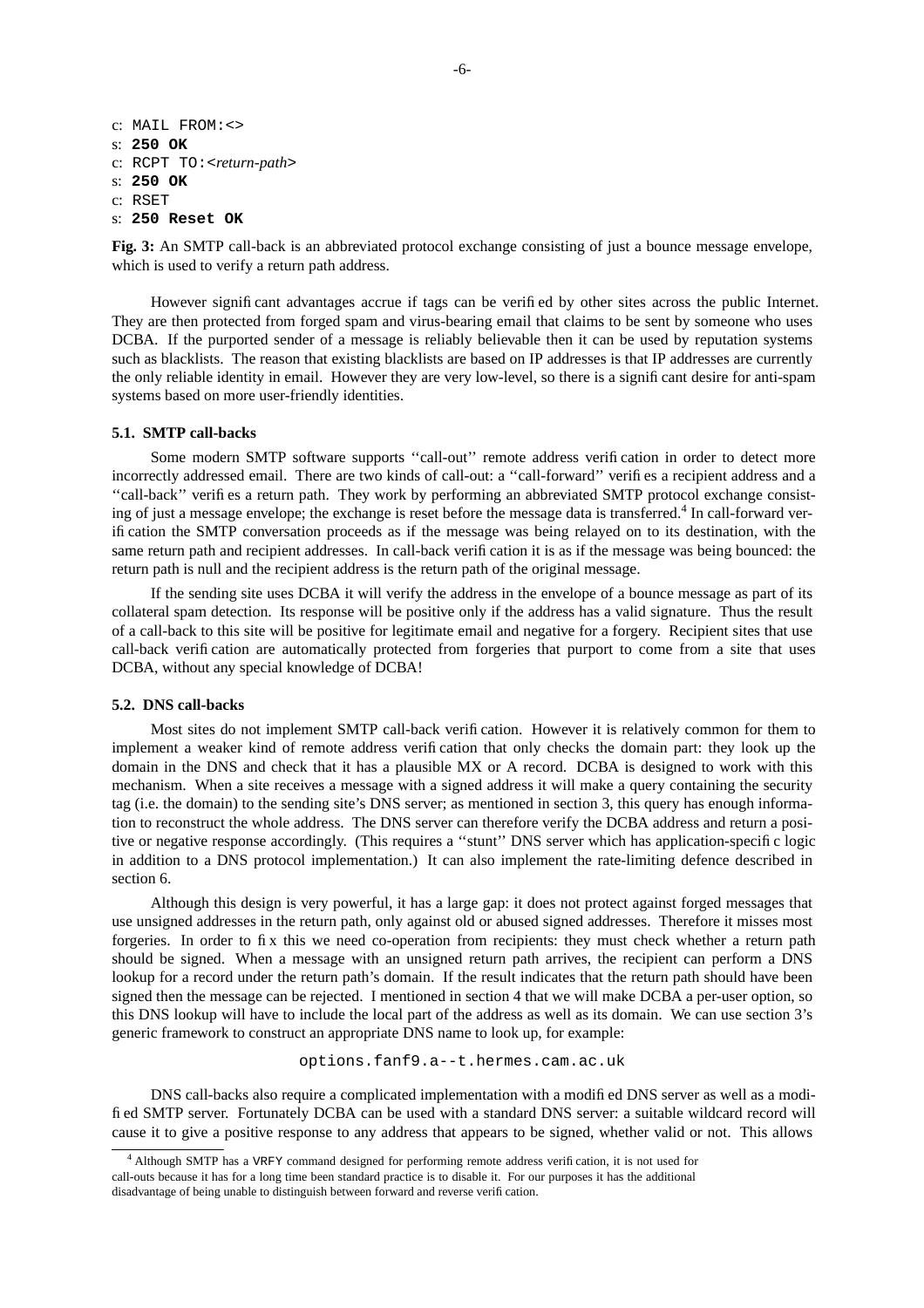```
c: MAIL FROM:<>
s: 250 OK
c: RCPT TO:<return-path>
s: 250 OK
c: RSET
s: 250 Reset OK
```

**Fig. 3:** An SMTP call-back is an abbreviated protocol exchange consisting of just a bounce message envelope, which is used to verify a return path address.

However significant advantages accrue if tags can be verified by other sites across the public Internet. They are then protected from forged spam and virus-bearing email that claims to be sent by someone who uses DCBA. If the purported sender of a message is reliably believable then it can be used by reputation systems such as blacklists. The reason that existing blacklists are based on IP addresses is that IP addresses are currently the only reliable identity in email. However they are very low-level, so there is a significant desire for anti-spam systems based on more user-friendly identities.

### 5.1. SMTP call-backs

Some modern SMTP software supports ''call-out'' remote address verification in order to detect more incorrectly addressed email. There are two kinds of call-out: a ''call-forward'' verifies a recipient address and a ''call-back'' verifies a return path. They work by performing an abbreviated SMTP protocol exchange consisting of just a message envelope; the exchange is reset before the message data is transferred.[4] In call-forward verification the SMTP conversation proceeds as if the message was being relayed on to its destination, with the same return path and recipient addresses. In call-back verification it is as if the message was being bounced: the return path is null and the recipient address is the return path of the original message.

If the sending site uses DCBA it will verify the address in the envelope of a bounce message as part of its collateral spam detection. Its response will be positive only if the address has a valid signature. Thus the result of a call-back to this site will be positive for legitimate email and negative for a forgery. Recipient sites that use call-back verification are automatically protected from forgeries that purport to come from a site that uses DCBA, without any special knowledge of DCBA!

### 5.2. DNS call-backs

Most sites do not implement SMTP call-back verification. However it is relatively common for them to implement a weaker kind of remote address verification that only checks the domain part: they look up the domain in the DNS and check that it has a plausible MX or A record. DCBA is designed to work with this mechanism. When a site receives a message with a signed address it will make a query containing the security tag (i.e. the domain) to the sending site's DNS server; as mentioned in section 3, this query has enough information to reconstruct the whole address. The DNS server can therefore verify the DCBA address and return a positive or negative response accordingly. (This requires a ''stunt'' DNS server which has application-specific logic in addition to a DNS protocol implementation.) It can also implement the rate-limiting defence described in section 6.

Although this design is very powerful, it has a large gap: it does not protect against forged messages that use unsigned addresses in the return path, only against old or abused signed addresses. Therefore it misses most forgeries. In order to fix this we need co-operation from recipients: they must check whether a return path should be signed. When a message with an unsigned return path arrives, the recipient can perform a DNS lookup for a record under the return path's domain. If the result indicates that the return path should have been signed then the message can be rejected. I mentioned in section 4 that we will make DCBA a per-user option, so this DNS lookup will have to include the local part of the address as well as its domain. We can use section 3's generic framework to construct an appropriate DNS name to look up, for example:

```
options.fanf9.a--t.hermes.cam.ac.uk
```

DNS call-backs also require a complicated implementation with a modified DNS server as well as a modified SMTP server. Fortunately DCBA can be used with a standard DNS server: a suitable wildcard record will cause it to give a positive response to any address that appears to be signed, whether valid or not. This allows

---

[4] Although SMTP has a VRFY command designed for performing remote address verification, it is not used for call-outs because it has for a long time been standard practice to disable it. For our purposes it has the additional disadvantage of being unable to distinguish between forward and reverse verification.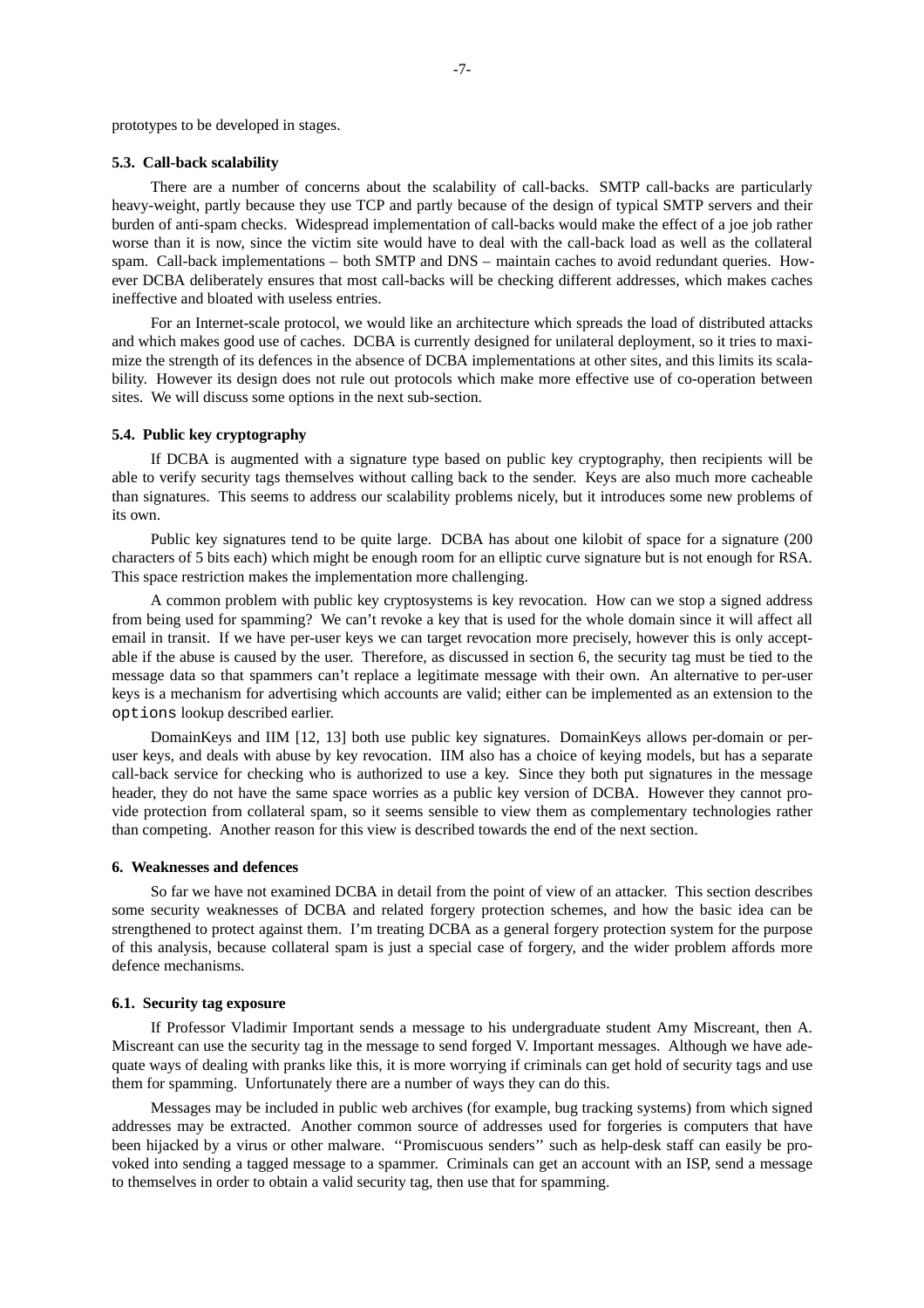prototypes to be developed in stages.

### 5.3. Call-back scalability

There are a number of concerns about the scalability of call-backs. SMTP call-backs are particularly heavy-weight, partly because they use TCP and partly because of the design of typical SMTP servers and their burden of anti-spam checks. Widespread implementation of call-backs would make the effect of a joe job rather worse than it is now, since the victim site would have to deal with the call-back load as well as the collateral spam. Call-back implementations – both SMTP and DNS – maintain caches to avoid redundant queries. However DCBA deliberately ensures that most call-backs will be checking different addresses, which makes caches ineffective and bloated with useless entries.

For an Internet-scale protocol, we would like an architecture which spreads the load of distributed attacks and which makes good use of caches. DCBA is currently designed for unilateral deployment, so it tries to maximize the strength of its defences in the absence of DCBA implementations at other sites, and this limits its scalability. However its design does not rule out protocols which make more effective use of co-operation between sites. We will discuss some options in the next sub-section.

### 5.4. Public key cryptography

If DCBA is augmented with a signature type based on public key cryptography, then recipients will be able to verify security tags themselves without calling back to the sender. Keys are also much more cacheable than signatures. This seems to address our scalability problems nicely, but it introduces some new problems of its own.

Public key signatures tend to be quite large. DCBA has about one kilobit of space for a signature (200 characters of 5 bits each) which might be enough room for an elliptic curve signature but is not enough for RSA. This space restriction makes the implementation more challenging.

A common problem with public key cryptosystems is key revocation. How can we stop a signed address from being used for spamming? We can't revoke a key that is used for the whole domain since it will affect all email in transit. If we have per-user keys we can target revocation more precisely, however this is only acceptable if the abuse is caused by the user. Therefore, as discussed in section 6, the security tag must be tied to the message data so that spammers can't replace a legitimate message with their own. An alternative to per-user keys is a mechanism for advertising which accounts are valid; either can be implemented as an extension to the `options` lookup described earlier.

DomainKeys and IIM [12, 13] both use public key signatures. DomainKeys allows per-domain or per-user keys, and deals with abuse by key revocation. IIM also has a choice of keying models, but has a separate call-back service for checking who is authorized to use a key. Since they both put signatures in the message header, they do not have the same space worries as a public key version of DCBA. However they cannot provide protection from collateral spam, so it seems sensible to view them as complementary technologies rather than competing. Another reason for this view is described towards the end of the next section.

## 6. Weaknesses and defences

So far we have not examined DCBA in detail from the point of view of an attacker. This section describes some security weaknesses of DCBA and related forgery protection schemes, and how the basic idea can be strengthened to protect against them. I'm treating DCBA as a general forgery protection system for the purpose of this analysis, because collateral spam is just a special case of forgery, and the wider problem affords more defence mechanisms.

### 6.1. Security tag exposure

If Professor Vladimir Important sends a message to his undergraduate student Amy Miscreant, then A. Miscreant can use the security tag in the message to send forged V. Important messages. Although we have adequate ways of dealing with pranks like this, it is more worrying if criminals can get hold of security tags and use them for spamming. Unfortunately there are a number of ways they can do this.

Messages may be included in public web archives (for example, bug tracking systems) from which signed addresses may be extracted. Another common source of addresses used for forgeries is computers that have been hijacked by a virus or other malware. ''Promiscuous senders'' such as help-desk staff can easily be provoked into sending a tagged message to a spammer. Criminals can get an account with an ISP, send a message to themselves in order to obtain a valid security tag, then use that for spamming.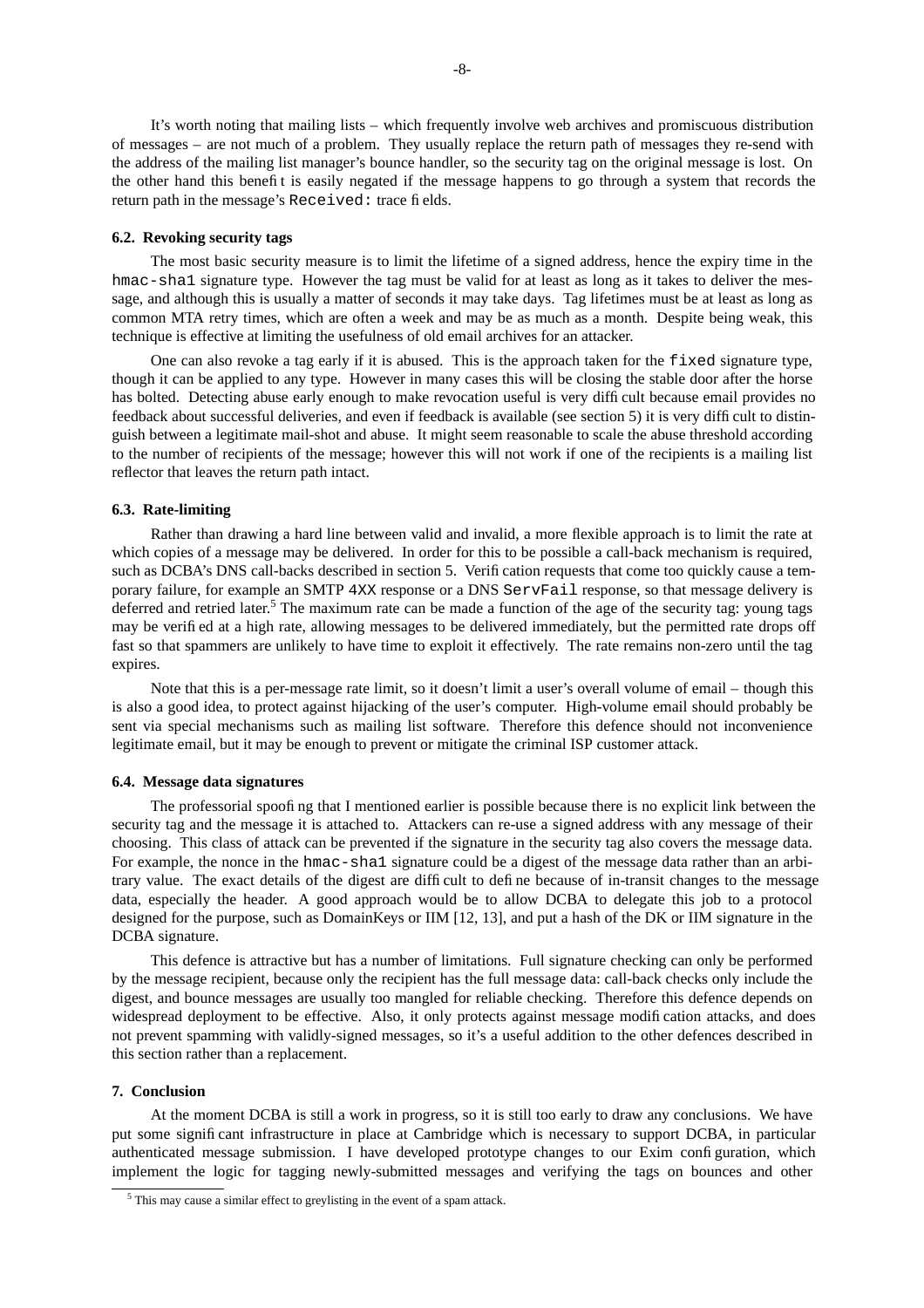It's worth noting that mailing lists – which frequently involve web archives and promiscuous distribution of messages – are not much of a problem. They usually replace the return path of messages they re-send with the address of the mailing list manager's bounce handler, so the security tag on the original message is lost. On the other hand this benefit is easily negated if the message happens to go through a system that records the return path in the message's `Received:` trace fields.

### 6.2. Revoking security tags

The most basic security measure is to limit the lifetime of a signed address, hence the expiry time in the `hmac-sha1` signature type. However the tag must be valid for at least as long as it takes to deliver the message, and although this is usually a matter of seconds it may take days. Tag lifetimes must be at least as long as common MTA retry times, which are often a week and may be as much as a month. Despite being weak, this technique is effective at limiting the usefulness of old email archives for an attacker.

One can also revoke a tag early if it is abused. This is the approach taken for the `fixed` signature type, though it can be applied to any type. However in many cases this will be closing the stable door after the horse has bolted. Detecting abuse early enough to make revocation useful is very difficult because email provides no feedback about successful deliveries, and even if feedback is available (see section 5) it is very difficult to distinguish between a legitimate mail-shot and abuse. It might seem reasonable to scale the abuse threshold according to the number of recipients of the message; however this will not work if one of the recipients is a mailing list reflector that leaves the return path intact.

### 6.3. Rate-limiting

Rather than drawing a hard line between valid and invalid, a more flexible approach is to limit the rate at which copies of a message may be delivered. In order for this to be possible a call-back mechanism is required, such as DCBA's DNS call-backs described in section 5. Verification requests that come too quickly cause a temporary failure, for example an SMTP `4XX` response or a DNS `ServFail` response, so that message delivery is deferred and retried later.[5] The maximum rate can be made a function of the age of the security tag: young tags may be verified at a high rate, allowing messages to be delivered immediately, but the permitted rate drops off fast so that spammers are unlikely to have time to exploit it effectively. The rate remains non-zero until the tag expires.

Note that this is a per-message rate limit, so it doesn't limit a user's overall volume of email – though this is also a good idea, to protect against hijacking of the user's computer. High-volume email should probably be sent via special mechanisms such as mailing list software. Therefore this defence should not inconvenience legitimate email, but it may be enough to prevent or mitigate the criminal ISP customer attack.

### 6.4. Message data signatures

The professorial spoofing that I mentioned earlier is possible because there is no explicit link between the security tag and the message it is attached to. Attackers can re-use a signed address with any message of their choosing. This class of attack can be prevented if the signature in the security tag also covers the message data. For example, the nonce in the `hmac-sha1` signature could be a digest of the message data rather than an arbitrary value. The exact details of the digest are difficult to define because of in-transit changes to the message data, especially the header. A good approach would be to allow DCBA to delegate this job to a protocol designed for the purpose, such as DomainKeys or IIM [12, 13], and put a hash of the DK or IIM signature in the DCBA signature.

This defence is attractive but has a number of limitations. Full signature checking can only be performed by the message recipient, because only the recipient has the full message data: call-back checks only include the digest, and bounce messages are usually too mangled for reliable checking. Therefore this defence depends on widespread deployment to be effective. Also, it only protects against message modification attacks, and does not prevent spamming with validly-signed messages, so it's a useful addition to the other defences described in this section rather than a replacement.

## 7. Conclusion

At the moment DCBA is still a work in progress, so it is still too early to draw any conclusions. We have put some significant infrastructure in place at Cambridge which is necessary to support DCBA, in particular authenticated message submission. I have developed prototype changes to our Exim configuration, which implement the logic for tagging newly-submitted messages and verifying the tags on bounces and other

[5] This may cause a similar effect to greylisting in the event of a spam attack.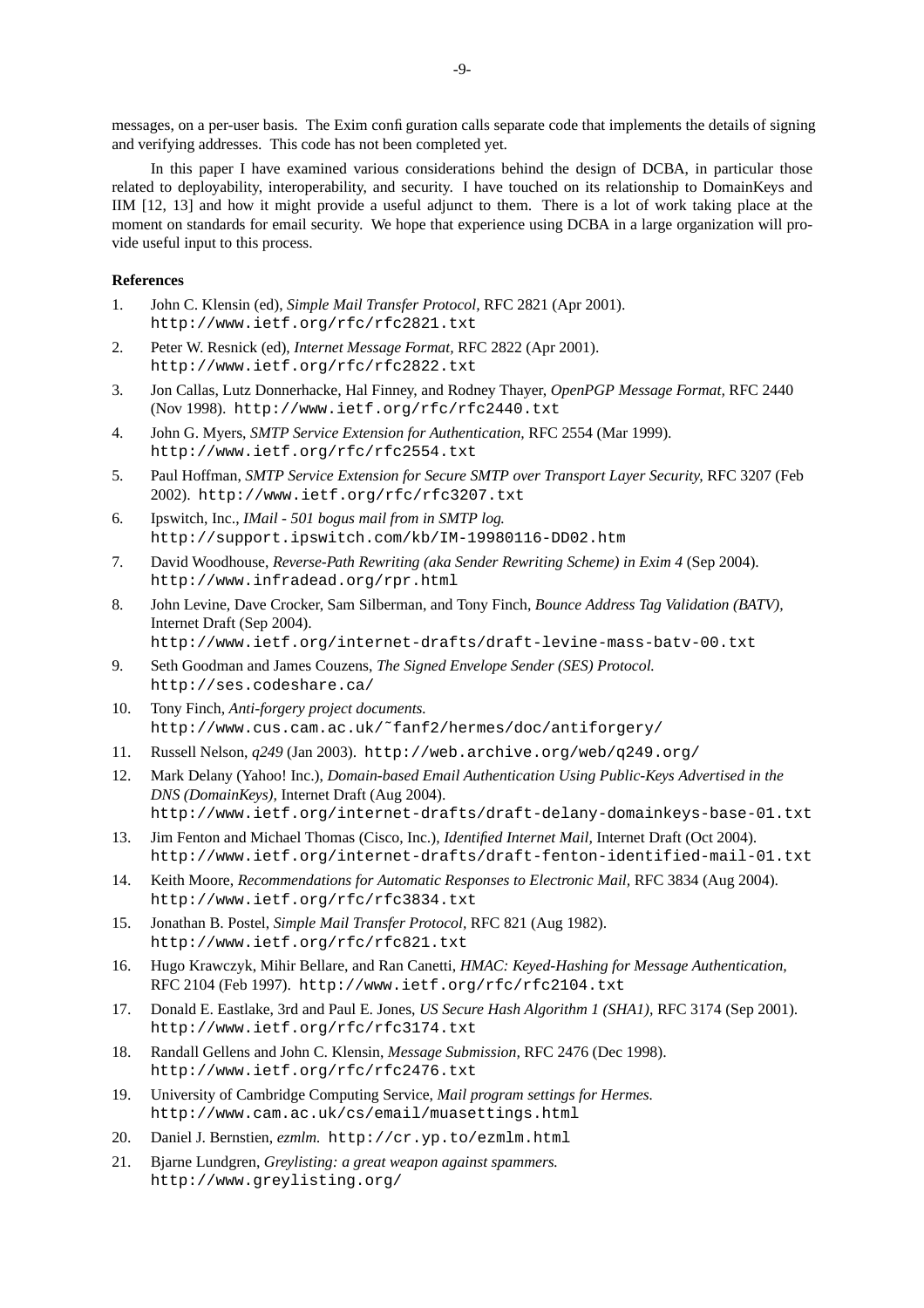messages, on a per-user basis. The Exim configuration calls separate code that implements the details of signing and verifying addresses. This code has not been completed yet.

In this paper I have examined various considerations behind the design of DCBA, in particular those related to deployability, interoperability, and security. I have touched on its relationship to DomainKeys and IIM [12, 13] and how it might provide a useful adjunct to them. There is a lot of work taking place at the moment on standards for email security. We hope that experience using DCBA in a large organization will provide useful input to this process.

**References**

1. John C. Klensin (ed), *Simple Mail Transfer Protocol,* RFC 2821 (Apr 2001). `http://www.ietf.org/rfc/rfc2821.txt`
2. Peter W. Resnick (ed), *Internet Message Format,* RFC 2822 (Apr 2001). `http://www.ietf.org/rfc/rfc2822.txt`
3. Jon Callas, Lutz Donnerhacke, Hal Finney, and Rodney Thayer, *OpenPGP Message Format,* RFC 2440 (Nov 1998). `http://www.ietf.org/rfc/rfc2440.txt`
4. John G. Myers, *SMTP Service Extension for Authentication,* RFC 2554 (Mar 1999). `http://www.ietf.org/rfc/rfc2554.txt`
5. Paul Hoffman, *SMTP Service Extension for Secure SMTP over Transport Layer Security,* RFC 3207 (Feb 2002). `http://www.ietf.org/rfc/rfc3207.txt`
6. Ipswitch, Inc., *IMail - 501 bogus mail from in SMTP log.* `http://support.ipswitch.com/kb/IM-19980116-DD02.htm`
7. David Woodhouse, *Reverse-Path Rewriting (aka Sender Rewriting Scheme) in Exim 4* (Sep 2004). `http://www.infradead.org/rpr.html`
8. John Levine, Dave Crocker, Sam Silberman, and Tony Finch, *Bounce Address Tag Validation (BATV),* Internet Draft (Sep 2004). `http://www.ietf.org/internet-drafts/draft-levine-mass-batv-00.txt`
9. Seth Goodman and James Couzens, *The Signed Envelope Sender (SES) Protocol.* `http://ses.codeshare.ca/`
10. Tony Finch, *Anti-forgery project documents.* `http://www.cus.cam.ac.uk/~fanf2/hermes/doc/antiforgery/`
11. Russell Nelson, *q249* (Jan 2003). `http://web.archive.org/web/q249.org/`
12. Mark Delany (Yahoo! Inc.), *Domain-based Email Authentication Using Public-Keys Advertised in the DNS (DomainKeys),* Internet Draft (Aug 2004). `http://www.ietf.org/internet-drafts/draft-delany-domainkeys-base-01.txt`
13. Jim Fenton and Michael Thomas (Cisco, Inc.), *Identified Internet Mail,* Internet Draft (Oct 2004). `http://www.ietf.org/internet-drafts/draft-fenton-identified-mail-01.txt`
14. Keith Moore, *Recommendations for Automatic Responses to Electronic Mail,* RFC 3834 (Aug 2004). `http://www.ietf.org/rfc/rfc3834.txt`
15. Jonathan B. Postel, *Simple Mail Transfer Protocol,* RFC 821 (Aug 1982). `http://www.ietf.org/rfc/rfc821.txt`
16. Hugo Krawczyk, Mihir Bellare, and Ran Canetti, *HMAC: Keyed-Hashing for Message Authentication,* RFC 2104 (Feb 1997). `http://www.ietf.org/rfc/rfc2104.txt`
17. Donald E. Eastlake, 3rd and Paul E. Jones, *US Secure Hash Algorithm 1 (SHA1),* RFC 3174 (Sep 2001). `http://www.ietf.org/rfc/rfc3174.txt`
18. Randall Gellens and John C. Klensin, *Message Submission,* RFC 2476 (Dec 1998). `http://www.ietf.org/rfc/rfc2476.txt`
19. University of Cambridge Computing Service, *Mail program settings for Hermes.* `http://www.cam.ac.uk/cs/email/muasettings.html`
20. Daniel J. Bernstien, *ezmlm.* `http://cr.yp.to/ezmlm.html`
21. Bjarne Lundgren, *Greylisting: a great weapon against spammers.* `http://www.greylisting.org/`